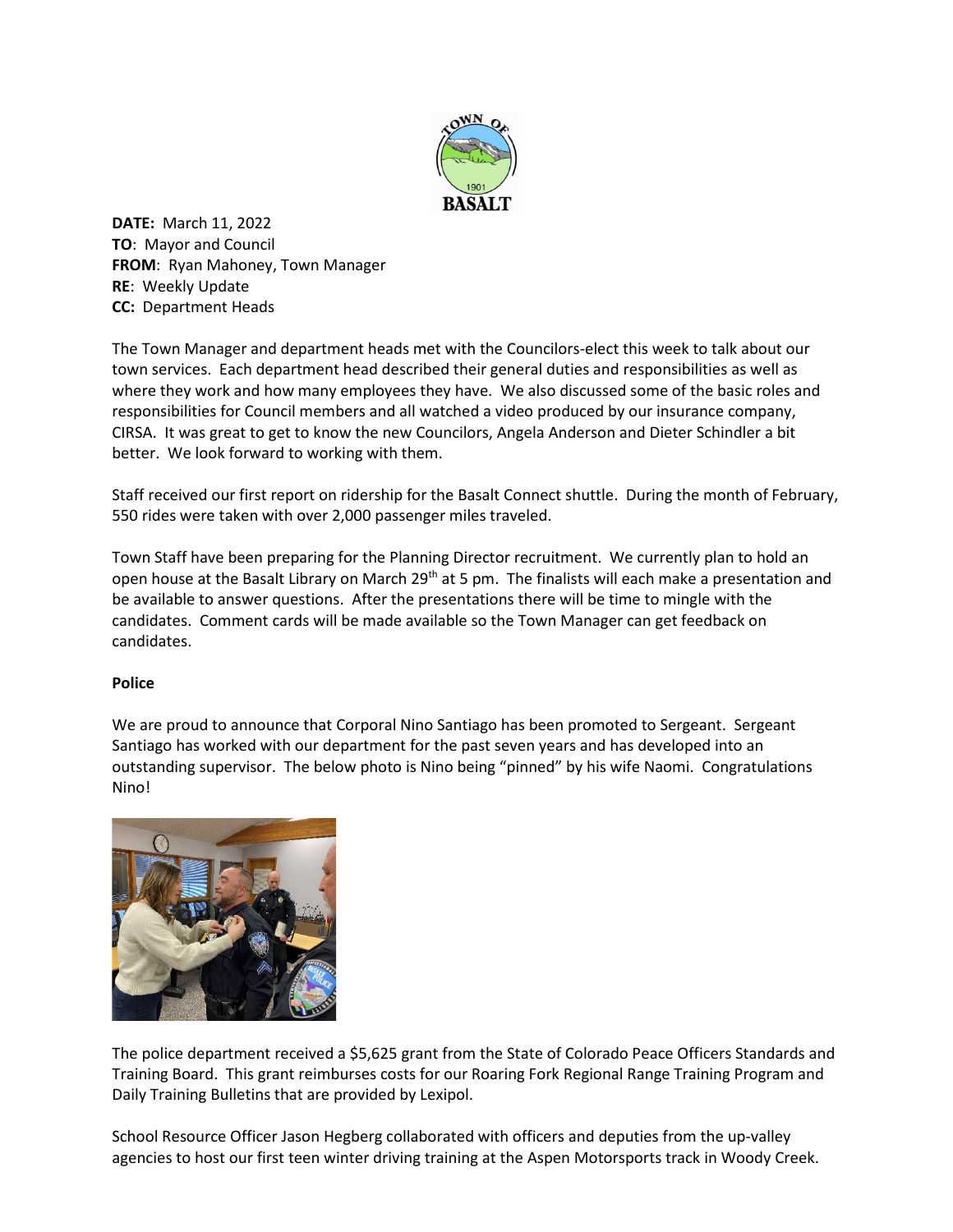**DATE:** March 11, 2022
**TO**: Mayor and Council
**FROM**: Ryan Mahoney, Town Manager
**RE**: Weekly Update
**CC:** Department Heads

The Town Manager and department heads met with the Councilors-elect this week to talk about our town services. Each department head described their general duties and responsibilities as well as where they work and how many employees they have. We also discussed some of the basic roles and responsibilities for Council members and all watched a video produced by our insurance company, CIRSA. It was great to get to know the new Councilors, Angela Anderson and Dieter Schindler a bit better. We look forward to working with them.

Staff received our first report on ridership for the Basalt Connect shuttle. During the month of February, 550 rides were taken with over 2,000 passenger miles traveled.

Town Staff have been preparing for the Planning Director recruitment. We currently plan to hold an open house at the Basalt Library on March 29th at 5 pm. The finalists will each make a presentation and be available to answer questions. After the presentations there will be time to mingle with the candidates. Comment cards will be made available so the Town Manager can get feedback on candidates.

**Police**

We are proud to announce that Corporal Nino Santiago has been promoted to Sergeant. Sergeant Santiago has worked with our department for the past seven years and has developed into an outstanding supervisor. The below photo is Nino being "pinned" by his wife Naomi. Congratulations Nino!

The police department received a $5,625 grant from the State of Colorado Peace Officers Standards and Training Board. This grant reimburses costs for our Roaring Fork Regional Range Training Program and Daily Training Bulletins that are provided by Lexipol.

School Resource Officer Jason Hegberg collaborated with officers and deputies from the up-valley agencies to host our first teen winter driving training at the Aspen Motorsports track in Woody Creek.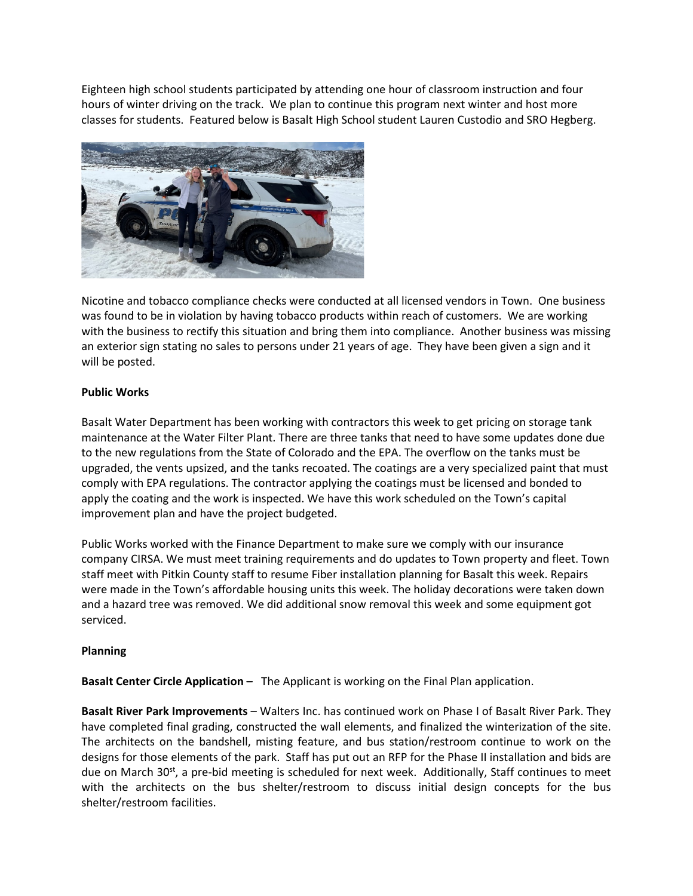Eighteen high school students participated by attending one hour of classroom instruction and four hours of winter driving on the track. We plan to continue this program next winter and host more classes for students. Featured below is Basalt High School student Lauren Custodio and SRO Hegberg.

Nicotine and tobacco compliance checks were conducted at all licensed vendors in Town. One business was found to be in violation by having tobacco products within reach of customers. We are working with the business to rectify this situation and bring them into compliance. Another business was missing an exterior sign stating no sales to persons under 21 years of age. They have been given a sign and it will be posted.

**Public Works**

Basalt Water Department has been working with contractors this week to get pricing on storage tank maintenance at the Water Filter Plant. There are three tanks that need to have some updates done due to the new regulations from the State of Colorado and the EPA. The overflow on the tanks must be upgraded, the vents upsized, and the tanks recoated. The coatings are a very specialized paint that must comply with EPA regulations. The contractor applying the coatings must be licensed and bonded to apply the coating and the work is inspected. We have this work scheduled on the Town's capital improvement plan and have the project budgeted.

Public Works worked with the Finance Department to make sure we comply with our insurance company CIRSA. We must meet training requirements and do updates to Town property and fleet. Town staff meet with Pitkin County staff to resume Fiber installation planning for Basalt this week. Repairs were made in the Town's affordable housing units this week. The holiday decorations were taken down and a hazard tree was removed. We did additional snow removal this week and some equipment got serviced.

**Planning**

**Basalt Center Circle Application –** The Applicant is working on the Final Plan application.

**Basalt River Park Improvements** – Walters Inc. has continued work on Phase I of Basalt River Park. They have completed final grading, constructed the wall elements, and finalized the winterization of the site. The architects on the bandshell, misting feature, and bus station/restroom continue to work on the designs for those elements of the park. Staff has put out an RFP for the Phase II installation and bids are due on March 30st, a pre-bid meeting is scheduled for next week. Additionally, Staff continues to meet with the architects on the bus shelter/restroom to discuss initial design concepts for the bus shelter/restroom facilities.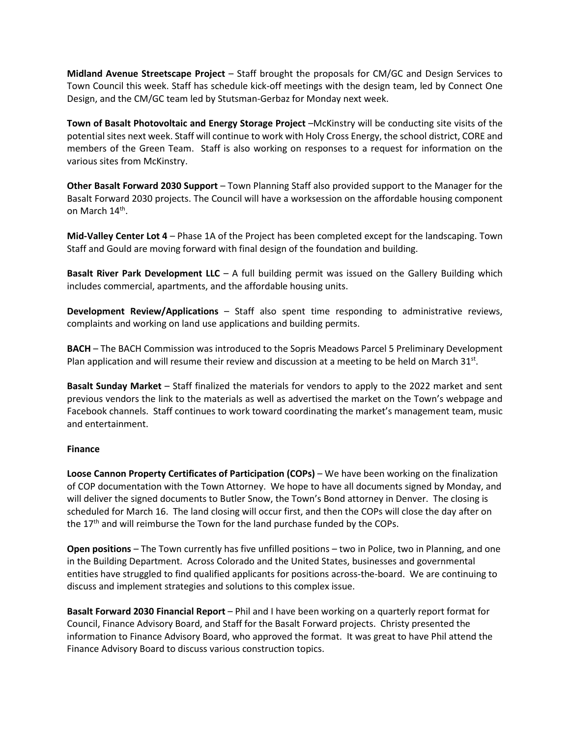**Midland Avenue Streetscape Project** – Staff brought the proposals for CM/GC and Design Services to Town Council this week. Staff has schedule kick-off meetings with the design team, led by Connect One Design, and the CM/GC team led by Stutsman-Gerbaz for Monday next week.

**Town of Basalt Photovoltaic and Energy Storage Project** –McKinstry will be conducting site visits of the potential sites next week. Staff will continue to work with Holy Cross Energy, the school district, CORE and members of the Green Team. Staff is also working on responses to a request for information on the various sites from McKinstry.

**Other Basalt Forward 2030 Support** – Town Planning Staff also provided support to the Manager for the Basalt Forward 2030 projects. The Council will have a worksession on the affordable housing component on March 14th.

**Mid-Valley Center Lot 4** – Phase 1A of the Project has been completed except for the landscaping. Town Staff and Gould are moving forward with final design of the foundation and building.

**Basalt River Park Development LLC** – A full building permit was issued on the Gallery Building which includes commercial, apartments, and the affordable housing units.

**Development Review/Applications** – Staff also spent time responding to administrative reviews, complaints and working on land use applications and building permits.

**BACH** – The BACH Commission was introduced to the Sopris Meadows Parcel 5 Preliminary Development Plan application and will resume their review and discussion at a meeting to be held on March 31st.

**Basalt Sunday Market** – Staff finalized the materials for vendors to apply to the 2022 market and sent previous vendors the link to the materials as well as advertised the market on the Town's webpage and Facebook channels. Staff continues to work toward coordinating the market's management team, music and entertainment.

**Finance**

**Loose Cannon Property Certificates of Participation (COPs)** – We have been working on the finalization of COP documentation with the Town Attorney. We hope to have all documents signed by Monday, and will deliver the signed documents to Butler Snow, the Town's Bond attorney in Denver. The closing is scheduled for March 16. The land closing will occur first, and then the COPs will close the day after on the 17th and will reimburse the Town for the land purchase funded by the COPs.

**Open positions** – The Town currently has five unfilled positions – two in Police, two in Planning, and one in the Building Department. Across Colorado and the United States, businesses and governmental entities have struggled to find qualified applicants for positions across-the-board. We are continuing to discuss and implement strategies and solutions to this complex issue.

**Basalt Forward 2030 Financial Report** – Phil and I have been working on a quarterly report format for Council, Finance Advisory Board, and Staff for the Basalt Forward projects. Christy presented the information to Finance Advisory Board, who approved the format. It was great to have Phil attend the Finance Advisory Board to discuss various construction topics.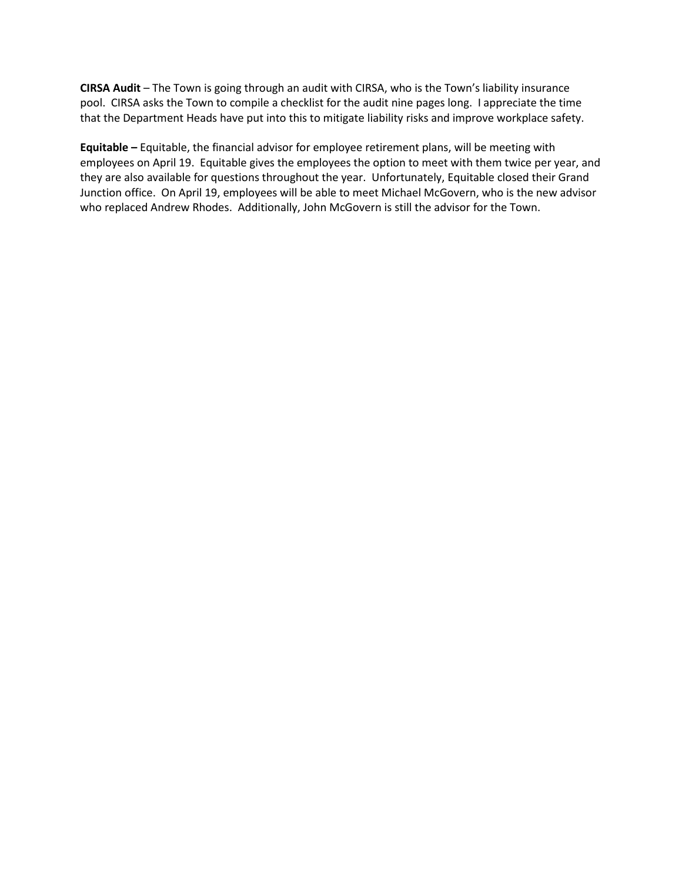**CIRSA Audit** – The Town is going through an audit with CIRSA, who is the Town's liability insurance pool. CIRSA asks the Town to compile a checklist for the audit nine pages long. I appreciate the time that the Department Heads have put into this to mitigate liability risks and improve workplace safety.

**Equitable –** Equitable, the financial advisor for employee retirement plans, will be meeting with employees on April 19. Equitable gives the employees the option to meet with them twice per year, and they are also available for questions throughout the year. Unfortunately, Equitable closed their Grand Junction office. On April 19, employees will be able to meet Michael McGovern, who is the new advisor who replaced Andrew Rhodes. Additionally, John McGovern is still the advisor for the Town.